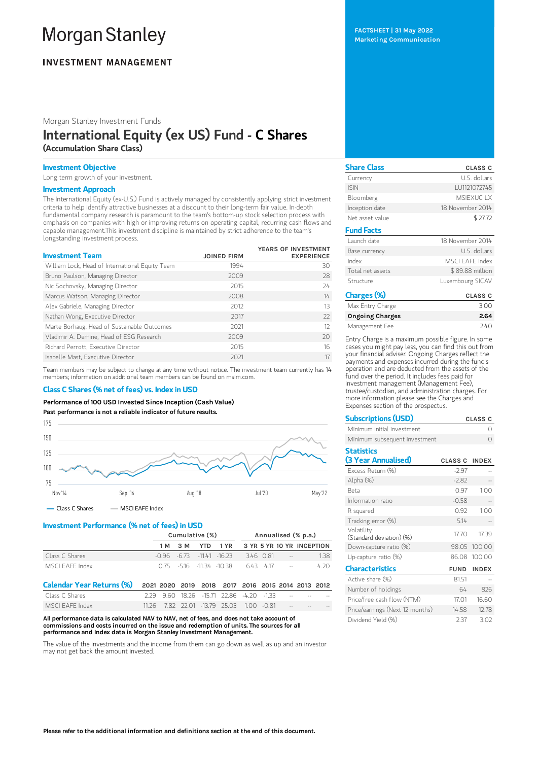# Morgan Stanley

## INVESTMENT MANAGEMENT

FACTSHEET | 31 May 2022
Marketing Communication

Morgan Stanley Investment Funds

# International Equity (ex US) Fund - C Shares

**(Accumulation Share Class)**

### Investment Objective

Long term growth of your investment.

### Investment Approach

The International Equity (ex-U.S.) Fund is actively managed by consistently applying strict investment criteria to help identify attractive businesses at a discount to their long-term fair value. In-depth fundamental company research is paramount to the team's bottom-up stock selection process with emphasis on companies with high or improving returns on operating capital, recurring cash flows and capable management.This investment discipline is maintained by strict adherence to the team's longstanding investment process.

| Investment Team | JOINED FIRM | YEARS OF INVESTMENT EXPERIENCE |
|---|---|---|
| William Lock, Head of International Equity Team | 1994 | 30 |
| Bruno Paulson, Managing Director | 2009 | 28 |
| Nic Sochovsky, Managing Director | 2015 | 24 |
| Marcus Watson, Managing Director | 2008 | 14 |
| Alex Gabriele, Managing Director | 2012 | 13 |
| Nathan Wong, Executive Director | 2017 | 22 |
| Marte Borhaug, Head of Sustainable Outcomes | 2021 | 12 |
| Vladimir A. Demine, Head of ESG Research | 2009 | 20 |
| Richard Perrott, Executive Director | 2015 | 16 |
| Isabelle Mast, Executive Director | 2021 | 17 |

Team members may be subject to change at any time without notice. The investment team currently has 14 members; information on additional team members can be found on msim.com.

### Class C Shares (% net of fees) vs. Index in USD

**Performance of 100 USD Invested Since Inception (Cash Value)**

**Past performance is not a reliable indicator of future results.**

— Class C Shares — MSCI EAFE Index

### Investment Performance (% net of fees) in USD

| | Cumulative (%) | | | | Annualised (% p.a.) | | | |
|---|---|---|---|---|---|---|---|---|
| | 1 M | 3 M | YTD | 1 YR | 3 YR | 5 YR | 10 YR | INCEPTION |
| Class C Shares | -0.96 | -6.73 | -11.41 | -16.23 | 3.46 | 0.81 | -- | 1.38 |
| MSCI EAFE Index | 0.75 | -5.16 | -11.34 | -10.38 | 6.43 | 4.17 | -- | 4.20 |

| Calendar Year Returns (%) | 2021 | 2020 | 2019 | 2018 | 2017 | 2016 | 2015 | 2014 | 2013 | 2012 |
|---|---|---|---|---|---|---|---|---|---|---|
| Class C Shares | 2.29 | 9.60 | 18.26 | -15.71 | 22.86 | -4.20 | -1.33 | -- | -- | -- |
| MSCI EAFE Index | 11.26 | 7.82 | 22.01 | -13.79 | 25.03 | 1.00 | -0.81 | -- | -- | -- |

**All performance data is calculated NAV to NAV, net of fees, and does not take account of commissions and costs incurred on the issue and redemption of units. The sources for all performance and Index data is Morgan Stanley Investment Management.**

The value of the investments and the income from them can go down as well as up and an investor may not get back the amount invested.

| Share Class | CLASS C |
|---|---|
| Currency | U.S. dollars |
| ISIN | LU1121072745 |
| Bloomberg | MSIEXUC LX |
| Inception date | 18 November 2014 |
| Net asset value | $ 27.72 |

| Fund Facts | |
|---|---|
| Launch date | 18 November 2014 |
| Base currency | U.S. dollars |
| Index | MSCI EAFE Index |
| Total net assets | $ 89.88 million |
| Structure | Luxembourg SICAV |

| Charges (%) | CLASS C |
|---|---|
| Max Entry Charge | 3.00 |
| **Ongoing Charges** | **2.64** |
| Management Fee | 2.40 |

Entry Charge is a maximum possible figure. In some cases you might pay less, you can find this out from your financial adviser. Ongoing Charges reflect the payments and expenses incurred during the fund's operation and are deducted from the assets of the fund over the period. It includes fees paid for investment management (Management Fee), trustee/custodian, and administration charges. For more information please see the Charges and Expenses section of the prospectus.

| Subscriptions (USD) | CLASS C |
|---|---|
| Minimum initial investment | 0 |
| Minimum subsequent Investment | 0 |

| Statistics (3 Year Annualised) | CLASS C | INDEX |
|---|---|---|
| Excess Return (%) | -2.97 | -- |
| Alpha (%) | -2.82 | -- |
| Beta | 0.97 | 1.00 |
| Information ratio | -0.58 | -- |
| R squared | 0.92 | 1.00 |
| Tracking error (%) | 5.14 | -- |
| Volatility (Standard deviation) (%) | 17.70 | 17.39 |
| Down-capture ratio (%) | 98.05 | 100.00 |
| Up-capture ratio (%) | 86.08 | 100.00 |

| Characteristics | FUND | INDEX |
|---|---|---|
| Active share (%) | 81.51 | -- |
| Number of holdings | 64 | 826 |
| Price/free cash flow (NTM) | 17.01 | 16.60 |
| Price/earnings (Next 12 months) | 14.58 | 12.78 |
| Dividend Yield (%) | 2.37 | 3.02 |

**Please refer to the additional information and definitions section at the end of this document.**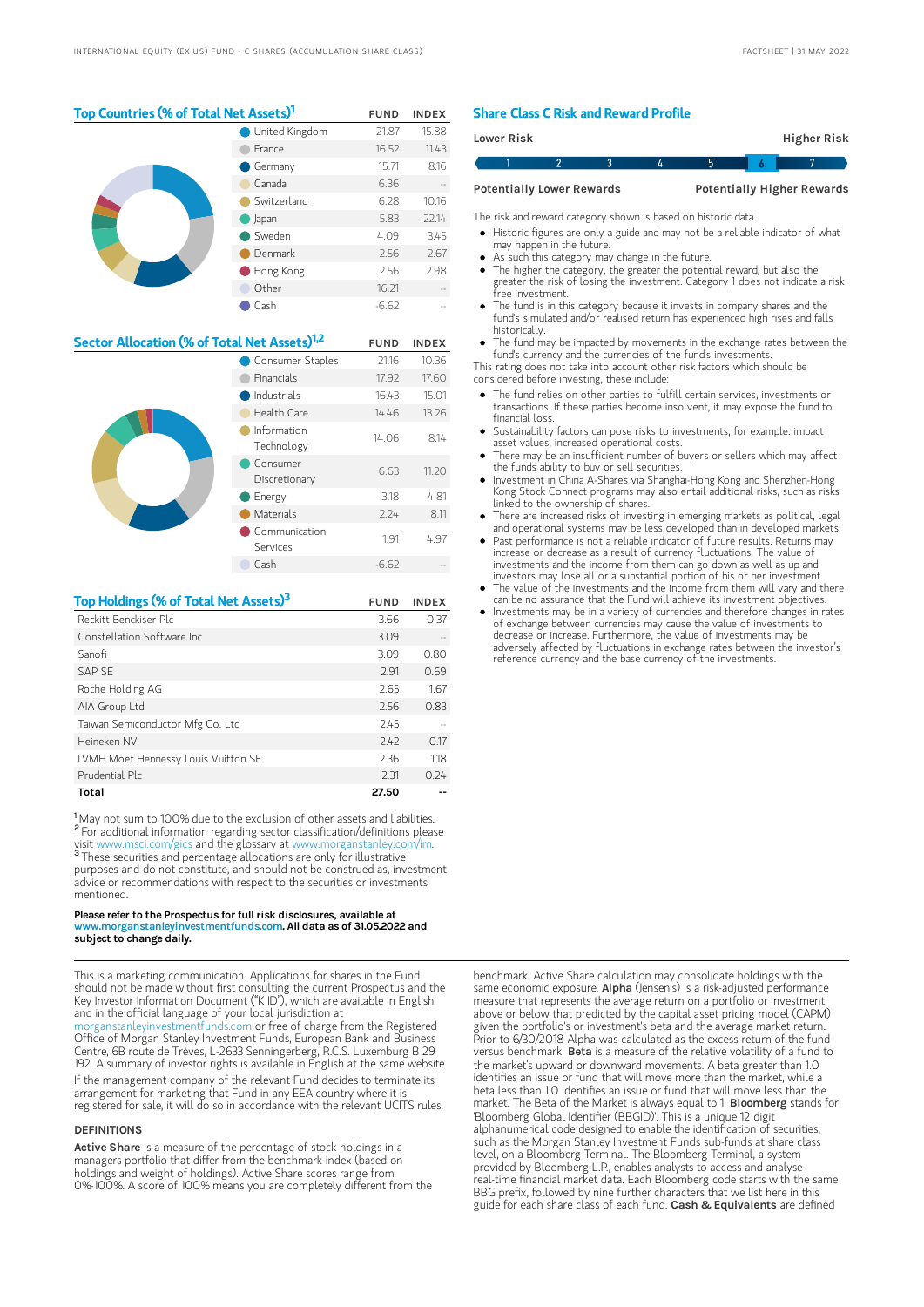## Top Countries (% of Total Net Assets)[1]

| | FUND | INDEX |
|---|---|---|
| United Kingdom | 21.87 | 15.88 |
| France | 16.52 | 11.43 |
| Germany | 15.71 | 8.16 |
| Canada | 6.36 | -- |
| Switzerland | 6.28 | 10.16 |
| Japan | 5.83 | 22.14 |
| Sweden | 4.09 | 3.45 |
| Denmark | 2.56 | 2.67 |
| Hong Kong | 2.56 | 2.98 |
| Other | 16.21 | -- |
| Cash | -6.62 | -- |

## Sector Allocation (% of Total Net Assets)[1,2]

| | FUND | INDEX |
|---|---|---|
| Consumer Staples | 21.16 | 10.36 |
| Financials | 17.92 | 17.60 |
| Industrials | 16.43 | 15.01 |
| Health Care | 14.46 | 13.26 |
| Information Technology | 14.06 | 8.14 |
| Consumer Discretionary | 6.63 | 11.20 |
| Energy | 3.18 | 4.81 |
| Materials | 2.24 | 8.11 |
| Communication Services | 1.91 | 4.97 |
| Cash | -6.62 | -- |

## Top Holdings (% of Total Net Assets)[3]

| | FUND | INDEX |
|---|---|---|
| Reckitt Benckiser Plc | 3.66 | 0.37 |
| Constellation Software Inc | 3.09 | -- |
| Sanofi | 3.09 | 0.80 |
| SAP SE | 2.91 | 0.69 |
| Roche Holding AG | 2.65 | 1.67 |
| AIA Group Ltd | 2.56 | 0.83 |
| Taiwan Semiconductor Mfg Co. Ltd | 2.45 | -- |
| Heineken NV | 2.42 | 0.17 |
| LVMH Moet Hennessy Louis Vuitton SE | 2.36 | 1.18 |
| Prudential Plc | 2.31 | 0.24 |
| **Total** | **27.50** | **--** |

[1] May not sum to 100% due to the exclusion of other assets and liabilities.
[2] For additional information regarding sector classification/definitions please visit www.msci.com/gics and the glossary at www.morganstanley.com/im.
[3] These securities and percentage allocations are only for illustrative purposes and do not constitute, and should not be construed as, investment advice or recommendations with respect to the securities or investments mentioned.

**Please refer to the Prospectus for full risk disclosures, available at www.morganstanleyinvestmentfunds.com. All data as of 31.05.2022 and subject to change daily.**

## Share Class C Risk and Reward Profile

| Lower Risk | | | | | | Higher Risk |
|---|---|---|---|---|---|---|
| 1 | 2 | 3 | 4 | 5 | **6** | 7 |
| Potentially Lower Rewards | | | | | | Potentially Higher Rewards |

The risk and reward category shown is based on historic data.

- Historic figures are only a guide and may not be a reliable indicator of what may happen in the future.
- As such this category may change in the future.
- The higher the category, the greater the potential reward, but also the greater the risk of losing the investment. Category 1 does not indicate a risk free investment.
- The fund is in this category because it invests in company shares and the fund's simulated and/or realised return has experienced high rises and falls historically.
- The fund may be impacted by movements in the exchange rates between the fund's currency and the currencies of the fund's investments.

This rating does not take into account other risk factors which should be considered before investing, these include:

- The fund relies on other parties to fulfill certain services, investments or transactions. If these parties become insolvent, it may expose the fund to financial loss.
- Sustainability factors can pose risks to investments, for example: impact asset values, increased operational costs.
- There may be an insufficient number of buyers or sellers which may affect the funds ability to buy or sell securities.
- Investment in China A-Shares via Shanghai-Hong Kong and Shenzhen-Hong Kong Stock Connect programs may also entail additional risks, such as risks linked to the ownership of shares.
- There are increased risks of investing in emerging markets as political, legal and operational systems may be less developed than in developed markets.
- Past performance is not a reliable indicator of future results. Returns may increase or decrease as a result of currency fluctuations. The value of investments and the income from them can go down as well as up and investors may lose all or a substantial portion of his or her investment.
- The value of the investments and the income from them will vary and there can be no assurance that the Fund will achieve its investment objectives.
- Investments may be in a variety of currencies and therefore changes in rates of exchange between currencies may cause the value of investments to decrease or increase. Furthermore, the value of investments may be adversely affected by fluctuations in exchange rates between the investor's reference currency and the base currency of the investments.

This is a marketing communication. Applications for shares in the Fund should not be made without first consulting the current Prospectus and the Key Investor Information Document ("KIID"), which are available in English and in the official language of your local jurisdiction at morganstanleyinvestmentfunds.com or free of charge from the Registered Office of Morgan Stanley Investment Funds, European Bank and Business Centre, 6B route de Trèves, L-2633 Senningerberg, R.C.S. Luxemburg B 29 192. A summary of investor rights is available in English at the same website.

If the management company of the relevant Fund decides to terminate its arrangement for marketing that Fund in any EEA country where it is registered for sale, it will do so in accordance with the relevant UCITS rules.

### DEFINITIONS

**Active Share** is a measure of the percentage of stock holdings in a managers portfolio that differ from the benchmark index (based on holdings and weight of holdings). Active Share scores range from 0%-100%. A score of 100% means you are completely different from the benchmark. Active Share calculation may consolidate holdings with the same economic exposure. **Alpha** (Jensen's) is a risk-adjusted performance measure that represents the average return on a portfolio or investment above or below that predicted by the capital asset pricing model (CAPM) given the portfolio's or investment's beta and the average market return. Prior to 6/30/2018 Alpha was calculated as the excess return of the fund versus benchmark. **Beta** is a measure of the relative volatility of a fund to the market's upward or downward movements. A beta greater than 1.0 identifies an issue or fund that will move more than the market, while a beta less than 1.0 identifies an issue or fund that will move less than the market. The Beta of the Market is always equal to 1. **Bloomberg** stands for 'Bloomberg Global Identifier (BBGID)'. This is a unique 12 digit alphanumerical code designed to enable the identification of securities, such as the Morgan Stanley Investment Funds sub-funds at share class level, on a Bloomberg Terminal. The Bloomberg Terminal, a system provided by Bloomberg L.P., enables analysts to access and analyse real-time financial market data. Each Bloomberg code starts with the same BBG prefix, followed by nine further characters that we list here in this guide for each share class of each fund. **Cash & Equivalents** are defined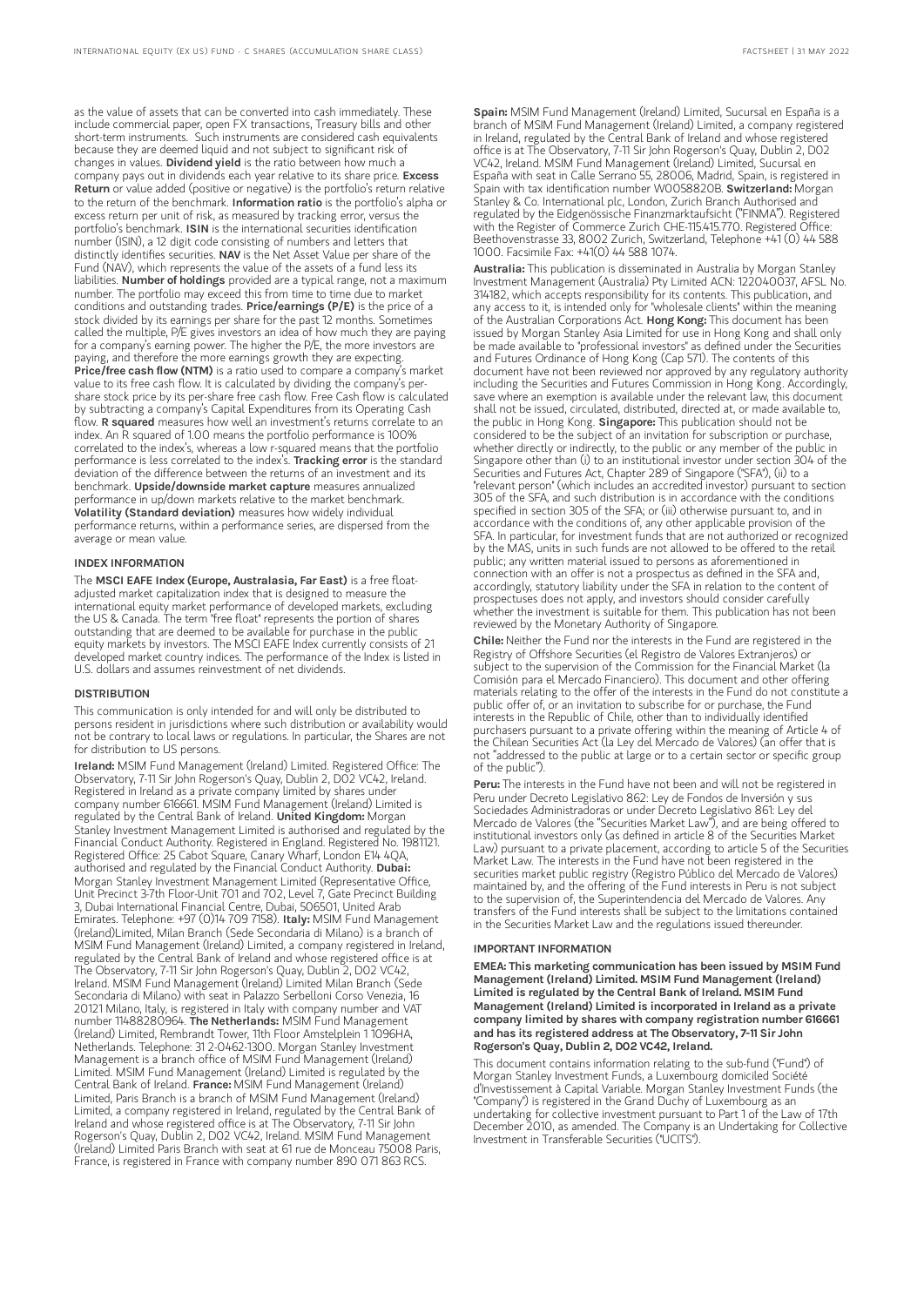as the value of assets that can be converted into cash immediately. These include commercial paper, open FX transactions, Treasury bills and other short-term instruments. Such instruments are considered cash equivalents because they are deemed liquid and not subject to significant risk of changes in values. **Dividend yield** is the ratio between how much a company pays out in dividends each year relative to its share price. **Excess Return** or value added (positive or negative) is the portfolio's return relative to the return of the benchmark. **Information ratio** is the portfolio's alpha or excess return per unit of risk, as measured by tracking error, versus the portfolio's benchmark. **ISIN** is the international securities identification number (ISIN), a 12 digit code consisting of numbers and letters that distinctly identifies securities. **NAV** is the Net Asset Value per share of the Fund (NAV), which represents the value of the assets of a fund less its liabilities. **Number of holdings** provided are a typical range, not a maximum number. The portfolio may exceed this from time to time due to market conditions and outstanding trades. **Price/earnings (P/E)** is the price of a stock divided by its earnings per share for the past 12 months. Sometimes called the multiple, P/E gives investors an idea of how much they are paying for a company's earning power. The higher the P/E, the more investors are paying, and therefore the more earnings growth they are expecting. **Price/free cash flow (NTM)** is a ratio used to compare a company's market value to its free cash flow. It is calculated by dividing the company's per-share stock price by its per-share free cash flow. Free Cash flow is calculated by subtracting a company's Capital Expenditures from its Operating Cash flow. **R squared** measures how well an investment's returns correlate to an index. An R squared of 1.00 means the portfolio performance is 100% correlated to the index's, whereas a low r-squared means that the portfolio performance is less correlated to the index's. **Tracking error** is the standard deviation of the difference between the returns of an investment and its benchmark. **Upside/downside market capture** measures annualized performance in up/down markets relative to the market benchmark. **Volatility (Standard deviation)** measures how widely individual performance returns, within a performance series, are dispersed from the average or mean value.

## INDEX INFORMATION

The **MSCI EAFE Index (Europe, Australasia, Far East)** is a free float-adjusted market capitalization index that is designed to measure the international equity market performance of developed markets, excluding the US & Canada. The term "free float" represents the portion of shares outstanding that are deemed to be available for purchase in the public equity markets by investors. The MSCI EAFE Index currently consists of 21 developed market country indices. The performance of the Index is listed in U.S. dollars and assumes reinvestment of net dividends.

## DISTRIBUTION

This communication is only intended for and will only be distributed to persons resident in jurisdictions where such distribution or availability would not be contrary to local laws or regulations. In particular, the Shares are not for distribution to US persons.

**Ireland:** MSIM Fund Management (Ireland) Limited. Registered Office: The Observatory, 7-11 Sir John Rogerson's Quay, Dublin 2, D02 VC42, Ireland. Registered in Ireland as a private company limited by shares under company number 616661. MSIM Fund Management (Ireland) Limited is regulated by the Central Bank of Ireland. **United Kingdom:** Morgan Stanley Investment Management Limited is authorised and regulated by the Financial Conduct Authority. Registered in England. Registered No. 1981121. Registered Office: 25 Cabot Square, Canary Wharf, London E14 4QA, authorised and regulated by the Financial Conduct Authority. **Dubai:** Morgan Stanley Investment Management Limited (Representative Office, Unit Precinct 3-7th Floor-Unit 701 and 702, Level 7, Gate Precinct Building 3, Dubai International Financial Centre, Dubai, 506501, United Arab Emirates. Telephone: +97 (0)14 709 7158). **Italy:** MSIM Fund Management (Ireland)Limited, Milan Branch (Sede Secondaria di Milano) is a branch of MSIM Fund Management (Ireland) Limited, a company registered in Ireland, regulated by the Central Bank of Ireland and whose registered office is at The Observatory, 7-11 Sir John Rogerson's Quay, Dublin 2, D02 VC42, Ireland. MSIM Fund Management (Ireland) Limited Milan Branch (Sede Secondaria di Milano) with seat in Palazzo Serbelloni Corso Venezia, 16 20121 Milano, Italy, is registered in Italy with company number and VAT number 11488280964. **The Netherlands:** MSIM Fund Management (Ireland) Limited, Rembrandt Tower, 11th Floor Amstelplein 1 1096HA, Netherlands. Telephone: 31 2-0462-1300. Morgan Stanley Investment Management is a branch office of MSIM Fund Management (Ireland) Limited. MSIM Fund Management (Ireland) Limited is regulated by the Central Bank of Ireland. **France:** MSIM Fund Management (Ireland) Limited, Paris Branch is a branch of MSIM Fund Management (Ireland) Limited, a company registered in Ireland, regulated by the Central Bank of Ireland and whose registered office is at The Observatory, 7-11 Sir John Rogerson's Quay, Dublin 2, D02 VC42, Ireland. MSIM Fund Management (Ireland) Limited Paris Branch with seat at 61 rue de Monceau 75008 Paris, France, is registered in France with company number 890 071 863 RCS.

**Spain:** MSIM Fund Management (Ireland) Limited, Sucursal en España is a branch of MSIM Fund Management (Ireland) Limited, a company registered in Ireland, regulated by the Central Bank of Ireland and whose registered office is at The Observatory, 7-11 Sir John Rogerson's Quay, Dublin 2, D02 VC42, Ireland. MSIM Fund Management (Ireland) Limited, Sucursal en España with seat in Calle Serrano 55, 28006, Madrid, Spain, is registered in Spain with tax identification number W0058820B. **Switzerland:** Morgan Stanley & Co. International plc, London, Zurich Branch Authorised and regulated by the Eidgenössische Finanzmarktaufsicht ("FINMA"). Registered with the Register of Commerce Zurich CHE-115.415.770. Registered Office: Beethovenstrasse 33, 8002 Zurich, Switzerland, Telephone +41 (0) 44 588 1000. Facsimile Fax: +41(0) 44 588 1074.

**Australia:** This publication is disseminated in Australia by Morgan Stanley Investment Management (Australia) Pty Limited ACN: 122040037, AFSL No. 314182, which accepts responsibility for its contents. This publication, and any access to it, is intended only for "wholesale clients" within the meaning of the Australian Corporations Act. **Hong Kong:** This document has been issued by Morgan Stanley Asia Limited for use in Hong Kong and shall only be made available to "professional investors" as defined under the Securities and Futures Ordinance of Hong Kong (Cap 571). The contents of this document have not been reviewed nor approved by any regulatory authority including the Securities and Futures Commission in Hong Kong. Accordingly, save where an exemption is available under the relevant law, this document shall not be issued, circulated, distributed, directed at, or made available to, the public in Hong Kong. **Singapore:** This publication should not be considered to be the subject of an invitation for subscription or purchase, whether directly or indirectly, to the public or any member of the public in Singapore other than (i) to an institutional investor under section 304 of the Securities and Futures Act, Chapter 289 of Singapore ("SFA"), (ii) to a "relevant person" (which includes an accredited investor) pursuant to section 305 of the SFA, and such distribution is in accordance with the conditions specified in section 305 of the SFA; or (iii) otherwise pursuant to, and in accordance with the conditions of, any other applicable provision of the SFA. In particular, for investment funds that are not authorized or recognized by the MAS, units in such funds are not allowed to be offered to the retail public; any written material issued to persons as aforementioned in connection with an offer is not a prospectus as defined in the SFA and, accordingly, statutory liability under the SFA in relation to the content of prospectuses does not apply, and investors should consider carefully whether the investment is suitable for them. This publication has not been reviewed by the Monetary Authority of Singapore.

**Chile:** Neither the Fund nor the interests in the Fund are registered in the Registry of Offshore Securities (el Registro de Valores Extranjeros) or subject to the supervision of the Commission for the Financial Market (la Comisión para el Mercado Financiero). This document and other offering materials relating to the offer of the interests in the Fund do not constitute a public offer of, or an invitation to subscribe for or purchase, the Fund interests in the Republic of Chile, other than to individually identified purchasers pursuant to a private offering within the meaning of Article 4 of the Chilean Securities Act (la Ley del Mercado de Valores) (an offer that is not "addressed to the public at large or to a certain sector or specific group of the public").

**Peru:** The interests in the Fund have not been and will not be registered in Peru under Decreto Legislativo 862: Ley de Fondos de Inversión y sus Sociedades Administradoras or under Decreto Legislativo 861: Ley del Mercado de Valores (the "Securities Market Law"), and are being offered to institutional investors only (as defined in article 8 of the Securities Market Law) pursuant to a private placement, according to article 5 of the Securities Market Law. The interests in the Fund have not been registered in the securities market public registry (Registro Público del Mercado de Valores) maintained by, and the offering of the Fund interests in Peru is not subject to the supervision of, the Superintendencia del Mercado de Valores. Any transfers of the Fund interests shall be subject to the limitations contained in the Securities Market Law and the regulations issued thereunder.

## IMPORTANT INFORMATION

**EMEA: This marketing communication has been issued by MSIM Fund Management (Ireland) Limited. MSIM Fund Management (Ireland) Limited is regulated by the Central Bank of Ireland. MSIM Fund Management (Ireland) Limited is incorporated in Ireland as a private company limited by shares with company registration number 616661 and has its registered address at The Observatory, 7-11 Sir John Rogerson's Quay, Dublin 2, D02 VC42, Ireland.**

This document contains information relating to the sub-fund ("Fund") of Morgan Stanley Investment Funds, a Luxembourg domiciled Société d'Investissement à Capital Variable. Morgan Stanley Investment Funds (the "Company") is registered in the Grand Duchy of Luxembourg as an undertaking for collective investment pursuant to Part 1 of the Law of 17th December 2010, as amended. The Company is an Undertaking for Collective Investment in Transferable Securities ("UCITS").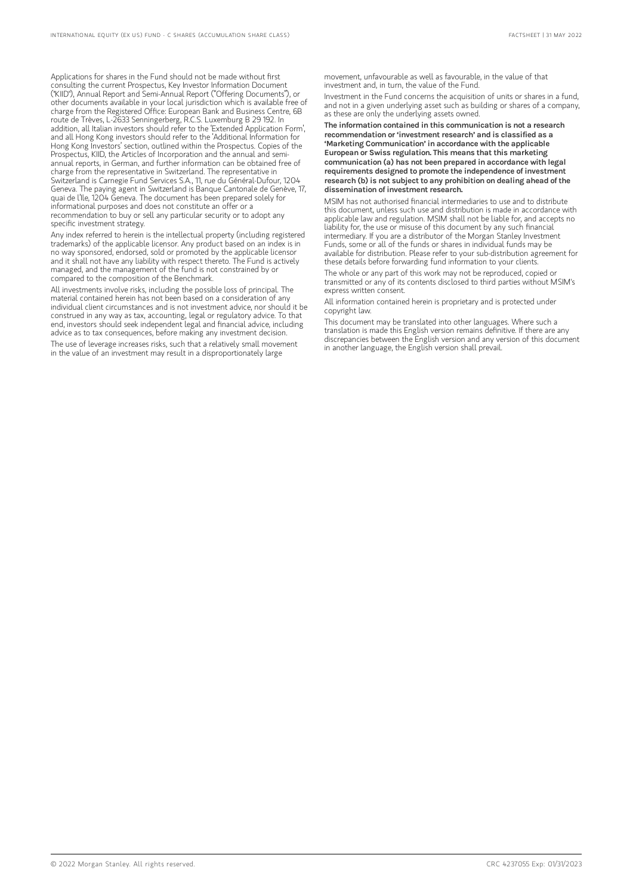Applications for shares in the Fund should not be made without first consulting the current Prospectus, Key Investor Information Document ("KIID"), Annual Report and Semi-Annual Report ("Offering Documents"), or other documents available in your local jurisdiction which is available free of charge from the Registered Office: European Bank and Business Centre, 6B route de Trèves, L-2633 Senningerberg, R.C.S. Luxemburg B 29 192. In addition, all Italian investors should refer to the 'Extended Application Form', and all Hong Kong investors should refer to the 'Additional Information for Hong Kong Investors' section, outlined within the Prospectus. Copies of the Prospectus, KIID, the Articles of Incorporation and the annual and semi-annual reports, in German, and further information can be obtained free of charge from the representative in Switzerland. The representative in Switzerland is Carnegie Fund Services S.A., 11, rue du Général-Dufour, 1204 Geneva. The paying agent in Switzerland is Banque Cantonale de Genève, 17, quai de l'Île, 1204 Geneva. The document has been prepared solely for informational purposes and does not constitute an offer or a recommendation to buy or sell any particular security or to adopt any specific investment strategy.

Any index referred to herein is the intellectual property (including registered trademarks) of the applicable licensor. Any product based on an index is in no way sponsored, endorsed, sold or promoted by the applicable licensor and it shall not have any liability with respect thereto. The Fund is actively managed, and the management of the fund is not constrained by or compared to the composition of the Benchmark.

All investments involve risks, including the possible loss of principal. The material contained herein has not been based on a consideration of any individual client circumstances and is not investment advice, nor should it be construed in any way as tax, accounting, legal or regulatory advice. To that end, investors should seek independent legal and financial advice, including advice as to tax consequences, before making any investment decision.

The use of leverage increases risks, such that a relatively small movement in the value of an investment may result in a disproportionately large movement, unfavourable as well as favourable, in the value of that investment and, in turn, the value of the Fund.

Investment in the Fund concerns the acquisition of units or shares in a fund, and not in a given underlying asset such as building or shares of a company, as these are only the underlying assets owned.

**The information contained in this communication is not a research recommendation or 'investment research' and is classified as a 'Marketing Communication' in accordance with the applicable European or Swiss regulation. This means that this marketing communication (a) has not been prepared in accordance with legal requirements designed to promote the independence of investment research (b) is not subject to any prohibition on dealing ahead of the dissemination of investment research.**

MSIM has not authorised financial intermediaries to use and to distribute this document, unless such use and distribution is made in accordance with applicable law and regulation. MSIM shall not be liable for, and accepts no liability for, the use or misuse of this document by any such financial intermediary. If you are a distributor of the Morgan Stanley Investment Funds, some or all of the funds or shares in individual funds may be available for distribution. Please refer to your sub-distribution agreement for these details before forwarding fund information to your clients.

The whole or any part of this work may not be reproduced, copied or transmitted or any of its contents disclosed to third parties without MSIM's express written consent.

All information contained herein is proprietary and is protected under copyright law.

This document may be translated into other languages. Where such a translation is made this English version remains definitive. If there are any discrepancies between the English version and any version of this document in another language, the English version shall prevail.

© 2022 Morgan Stanley. All rights reserved.

CRC 4237055 Exp: 01/31/2023